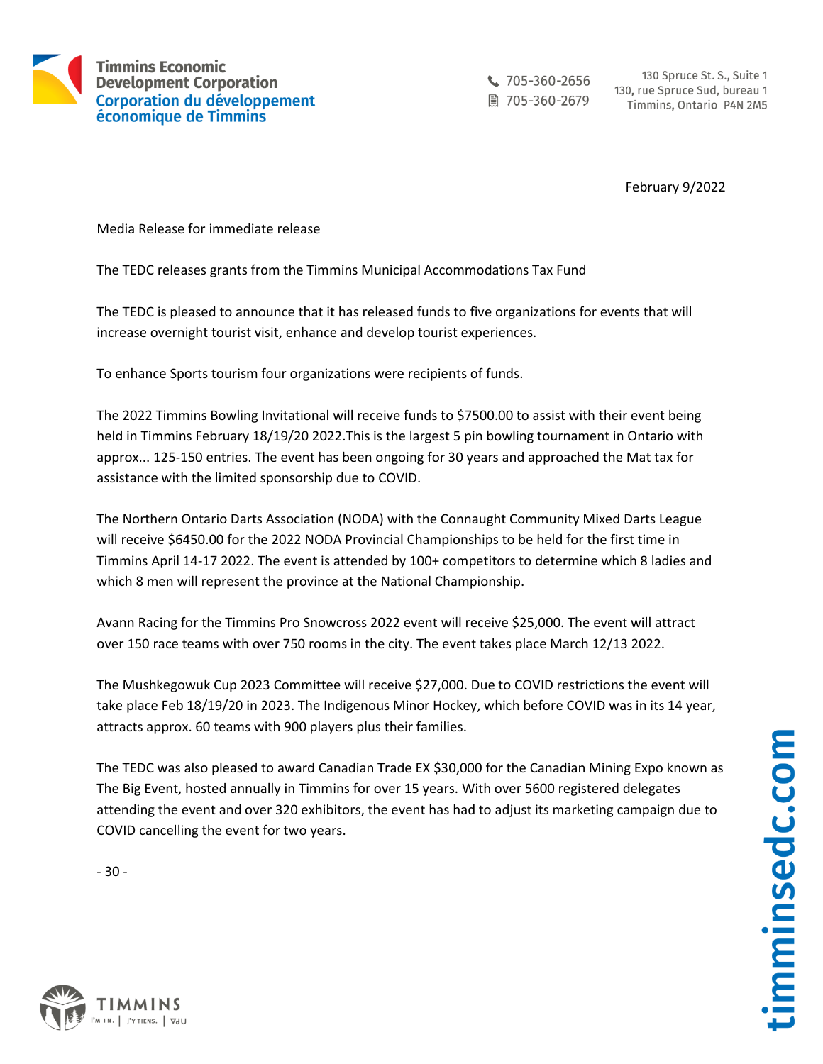**Timmins Economic Development Corporation**
**Corporation du développement économique de Timmins**

705-360-2656
705-360-2679

130 Spruce St. S., Suite 1
130, rue Spruce Sud, bureau 1
Timmins, Ontario P4N 2M5

February 9/2022

Media Release for immediate release

The TEDC releases grants from the Timmins Municipal Accommodations Tax Fund

The TEDC is pleased to announce that it has released funds to five organizations for events that will increase overnight tourist visit, enhance and develop tourist experiences.

To enhance Sports tourism four organizations were recipients of funds.

The 2022 Timmins Bowling Invitational will receive funds to $7500.00 to assist with their event being held in Timmins February 18/19/20 2022.This is the largest 5 pin bowling tournament in Ontario with approx... 125-150 entries. The event has been ongoing for 30 years and approached the Mat tax for assistance with the limited sponsorship due to COVID.

The Northern Ontario Darts Association (NODA) with the Connaught Community Mixed Darts League will receive $6450.00 for the 2022 NODA Provincial Championships to be held for the first time in Timmins April 14-17 2022. The event is attended by 100+ competitors to determine which 8 ladies and which 8 men will represent the province at the National Championship.

Avann Racing for the Timmins Pro Snowcross 2022 event will receive $25,000. The event will attract over 150 race teams with over 750 rooms in the city. The event takes place March 12/13 2022.

The Mushkegowuk Cup 2023 Committee will receive $27,000. Due to COVID restrictions the event will take place Feb 18/19/20 in 2023. The Indigenous Minor Hockey, which before COVID was in its 14 year, attracts approx. 60 teams with 900 players plus their families.

The TEDC was also pleased to award Canadian Trade EX $30,000 for the Canadian Mining Expo known as The Big Event, hosted annually in Timmins for over 15 years. With over 5600 registered delegates attending the event and over 320 exhibitors, the event has had to adjust its marketing campaign due to COVID cancelling the event for two years.

\- 30 -

TIMMINS
I'M IN. | J'Y TIENS.

timminsedc.com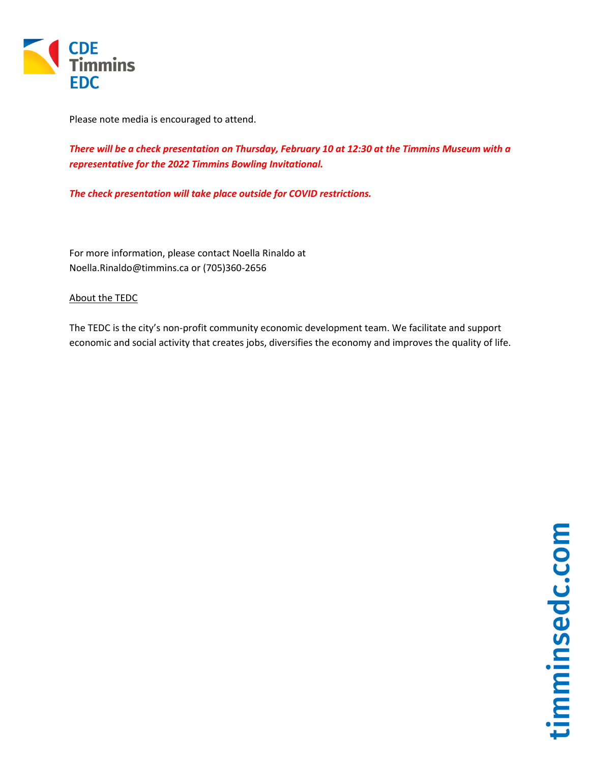Please note media is encouraged to attend.

***There will be a check presentation on Thursday, February 10 at 12:30 at the Timmins Museum with a representative for the 2022 Timmins Bowling Invitational.***

***The check presentation will take place outside for COVID restrictions.***

For more information, please contact Noella Rinaldo at Noella.Rinaldo@timmins.ca or (705)360-2656

About the TEDC

The TEDC is the city's non-profit community economic development team. We facilitate and support economic and social activity that creates jobs, diversifies the economy and improves the quality of life.